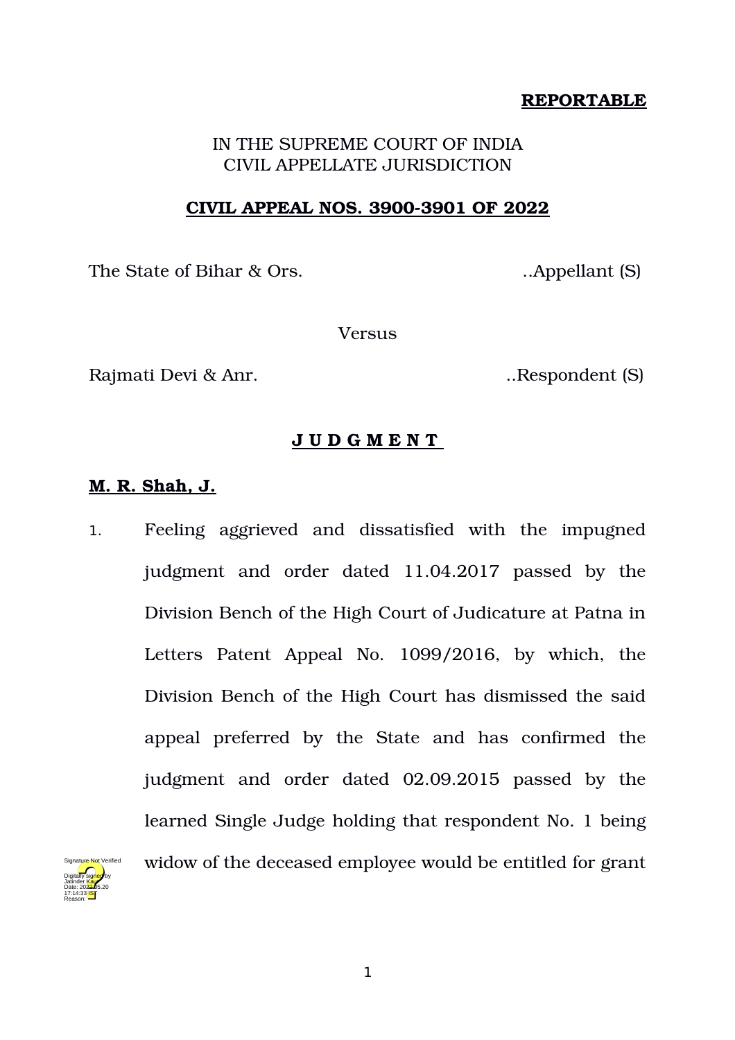**REPORTABLE**

IN THE SUPREME COURT OF INDIA
CIVIL APPELLATE JURISDICTION

**CIVIL APPEAL NOS. 3900-3901 OF 2022**

The State of Bihar & Ors. ..Appellant (S)

Versus

Rajmati Devi & Anr. ..Respondent (S)

**J U D G M E N T**

**M. R. Shah, J.**

1. Feeling aggrieved and dissatisfied with the impugned judgment and order dated 11.04.2017 passed by the Division Bench of the High Court of Judicature at Patna in Letters Patent Appeal No. 1099/2016, by which, the Division Bench of the High Court has dismissed the said appeal preferred by the State and has confirmed the judgment and order dated 02.09.2015 passed by the learned Single Judge holding that respondent No. 1 being widow of the deceased employee would be entitled for grant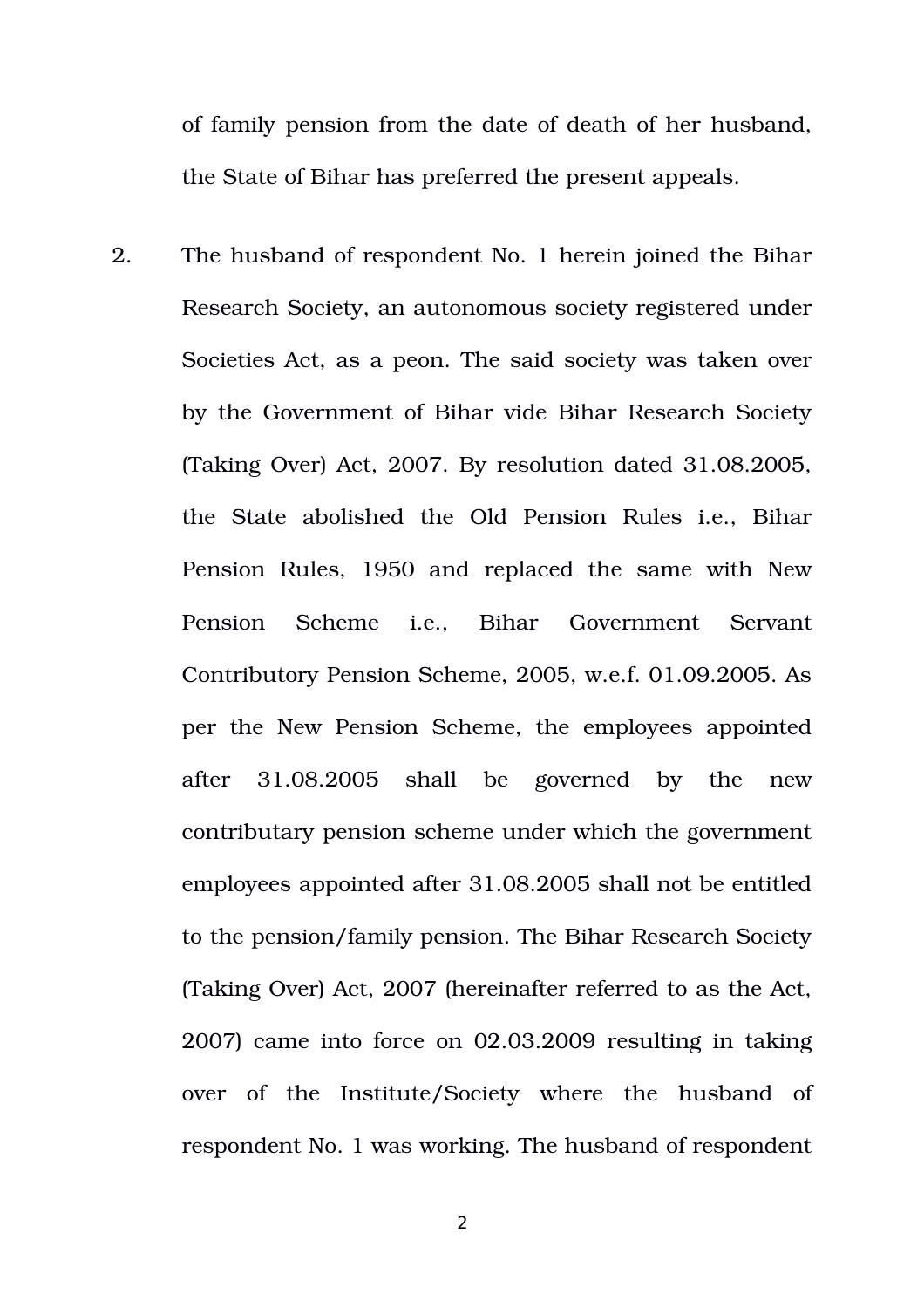of family pension from the date of death of her husband, the State of Bihar has preferred the present appeals.

2. The husband of respondent No. 1 herein joined the Bihar Research Society, an autonomous society registered under Societies Act, as a peon. The said society was taken over by the Government of Bihar vide Bihar Research Society (Taking Over) Act, 2007. By resolution dated 31.08.2005, the State abolished the Old Pension Rules i.e., Bihar Pension Rules, 1950 and replaced the same with New Pension Scheme i.e., Bihar Government Servant Contributory Pension Scheme, 2005, w.e.f. 01.09.2005. As per the New Pension Scheme, the employees appointed after 31.08.2005 shall be governed by the new contributary pension scheme under which the government employees appointed after 31.08.2005 shall not be entitled to the pension/family pension. The Bihar Research Society (Taking Over) Act, 2007 (hereinafter referred to as the Act, 2007) came into force on 02.03.2009 resulting in taking over of the Institute/Society where the husband of respondent No. 1 was working. The husband of respondent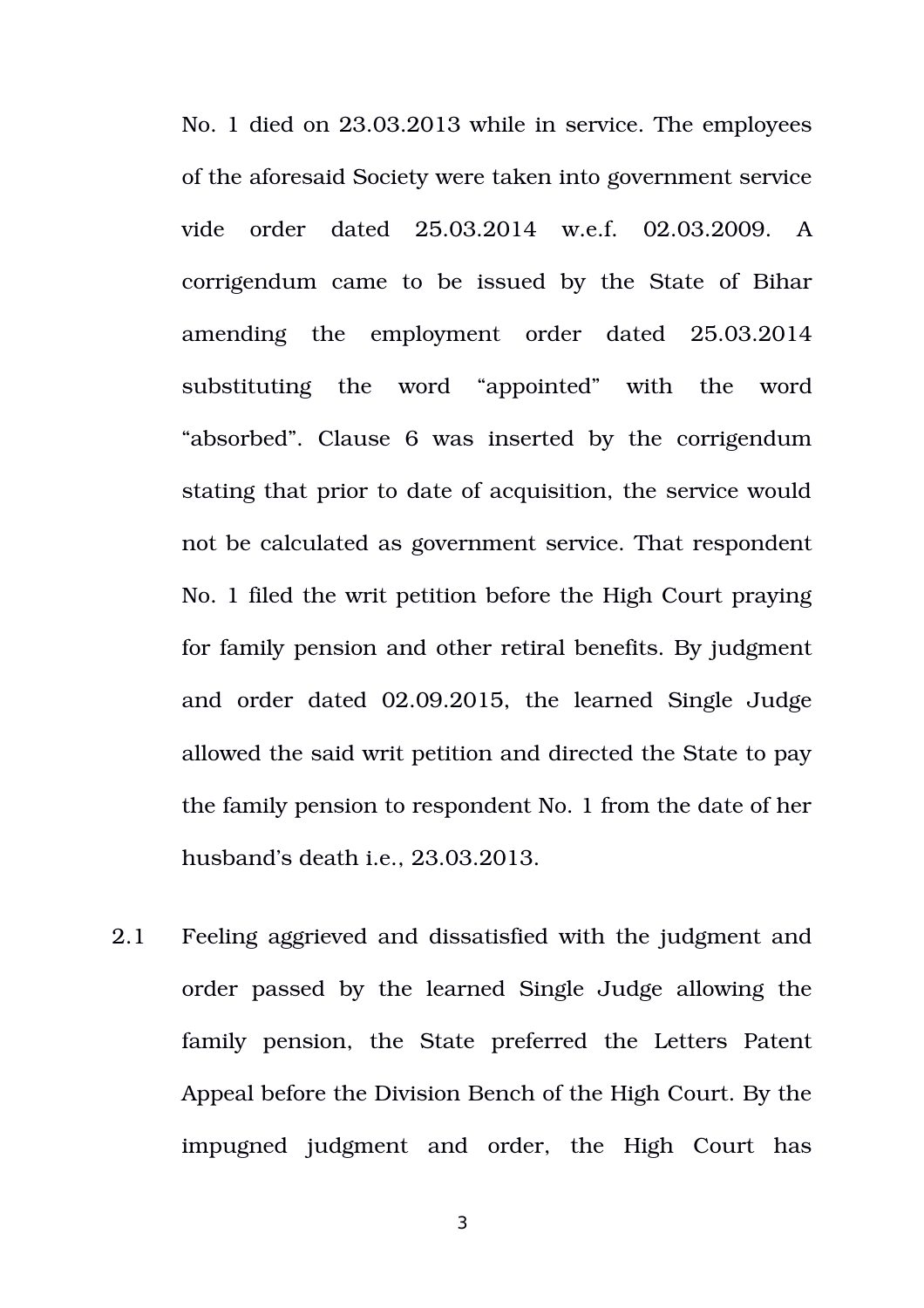No. 1 died on 23.03.2013 while in service. The employees of the aforesaid Society were taken into government service vide order dated 25.03.2014 w.e.f. 02.03.2009. A corrigendum came to be issued by the State of Bihar amending the employment order dated 25.03.2014 substituting the word "appointed" with the word "absorbed". Clause 6 was inserted by the corrigendum stating that prior to date of acquisition, the service would not be calculated as government service. That respondent No. 1 filed the writ petition before the High Court praying for family pension and other retiral benefits. By judgment and order dated 02.09.2015, the learned Single Judge allowed the said writ petition and directed the State to pay the family pension to respondent No. 1 from the date of her husband's death i.e., 23.03.2013.

2.1 Feeling aggrieved and dissatisfied with the judgment and order passed by the learned Single Judge allowing the family pension, the State preferred the Letters Patent Appeal before the Division Bench of the High Court. By the impugned judgment and order, the High Court has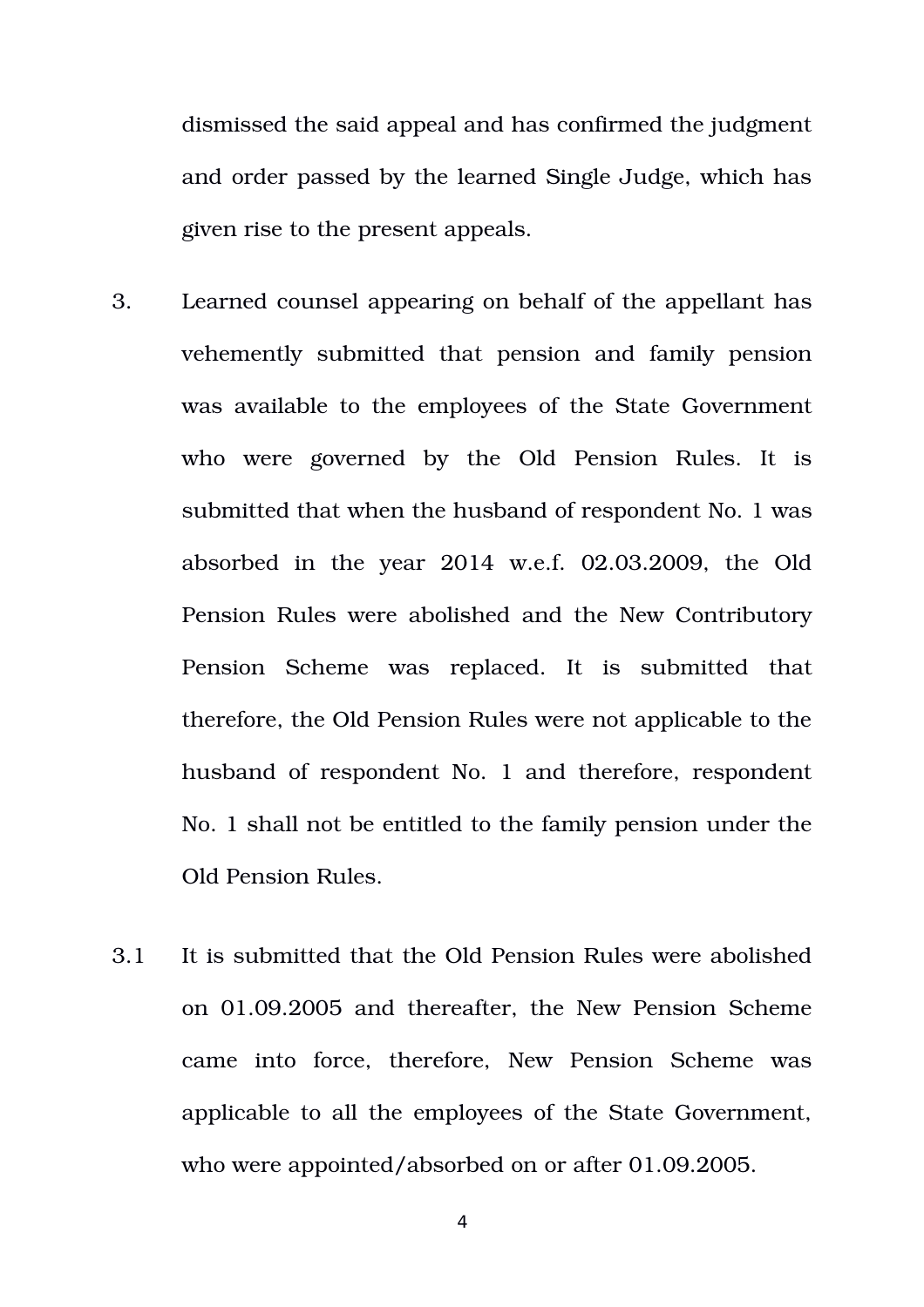dismissed the said appeal and has confirmed the judgment and order passed by the learned Single Judge, which has given rise to the present appeals.

3. Learned counsel appearing on behalf of the appellant has vehemently submitted that pension and family pension was available to the employees of the State Government who were governed by the Old Pension Rules. It is submitted that when the husband of respondent No. 1 was absorbed in the year 2014 w.e.f. 02.03.2009, the Old Pension Rules were abolished and the New Contributory Pension Scheme was replaced. It is submitted that therefore, the Old Pension Rules were not applicable to the husband of respondent No. 1 and therefore, respondent No. 1 shall not be entitled to the family pension under the Old Pension Rules.

3.1 It is submitted that the Old Pension Rules were abolished on 01.09.2005 and thereafter, the New Pension Scheme came into force, therefore, New Pension Scheme was applicable to all the employees of the State Government, who were appointed/absorbed on or after 01.09.2005.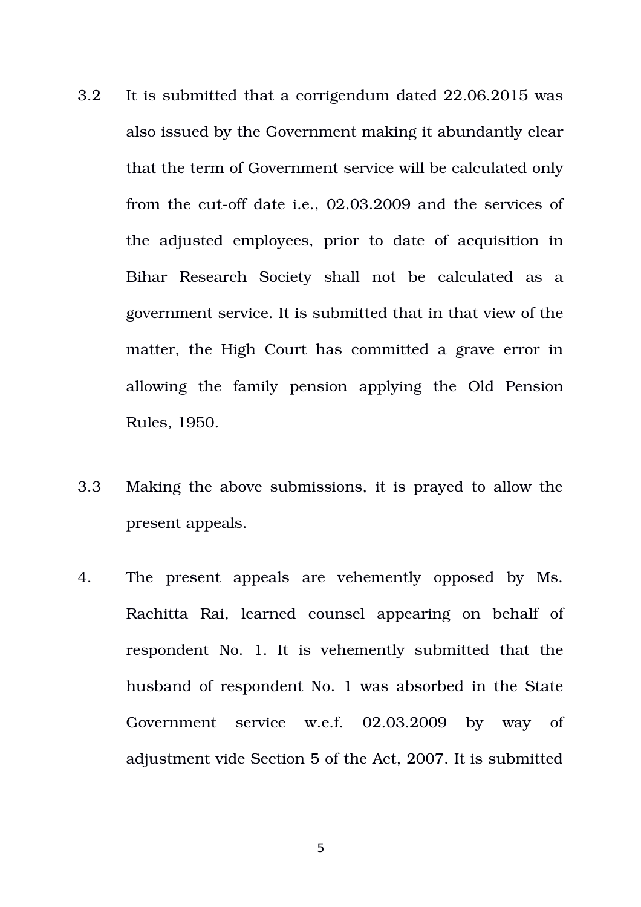3.2 It is submitted that a corrigendum dated 22.06.2015 was also issued by the Government making it abundantly clear that the term of Government service will be calculated only from the cut-off date i.e., 02.03.2009 and the services of the adjusted employees, prior to date of acquisition in Bihar Research Society shall not be calculated as a government service. It is submitted that in that view of the matter, the High Court has committed a grave error in allowing the family pension applying the Old Pension Rules, 1950.

3.3 Making the above submissions, it is prayed to allow the present appeals.

4. The present appeals are vehemently opposed by Ms. Rachitta Rai, learned counsel appearing on behalf of respondent No. 1. It is vehemently submitted that the husband of respondent No. 1 was absorbed in the State Government service w.e.f. 02.03.2009 by way of adjustment vide Section 5 of the Act, 2007. It is submitted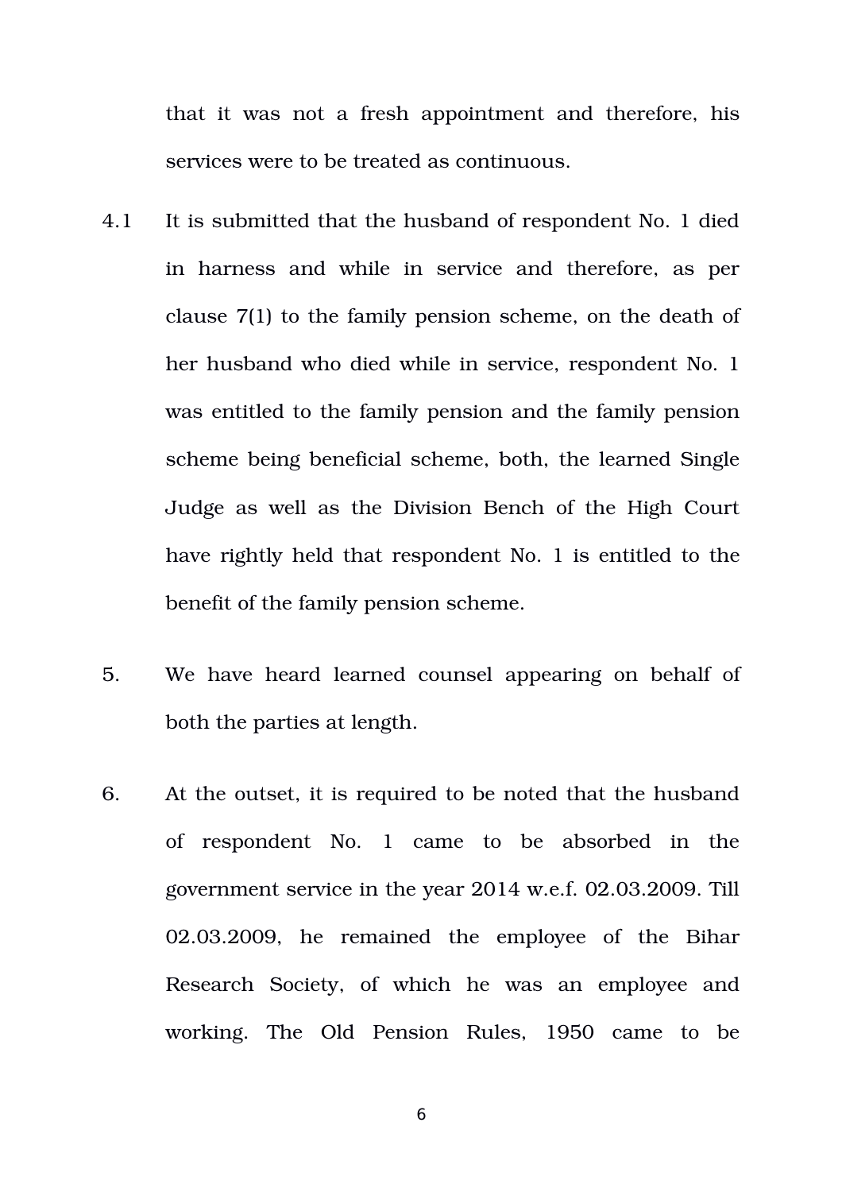that it was not a fresh appointment and therefore, his services were to be treated as continuous.

4.1 It is submitted that the husband of respondent No. 1 died in harness and while in service and therefore, as per clause 7(1) to the family pension scheme, on the death of her husband who died while in service, respondent No. 1 was entitled to the family pension and the family pension scheme being beneficial scheme, both, the learned Single Judge as well as the Division Bench of the High Court have rightly held that respondent No. 1 is entitled to the benefit of the family pension scheme.

5. We have heard learned counsel appearing on behalf of both the parties at length.

6. At the outset, it is required to be noted that the husband of respondent No. 1 came to be absorbed in the government service in the year 2014 w.e.f. 02.03.2009. Till 02.03.2009, he remained the employee of the Bihar Research Society, of which he was an employee and working. The Old Pension Rules, 1950 came to be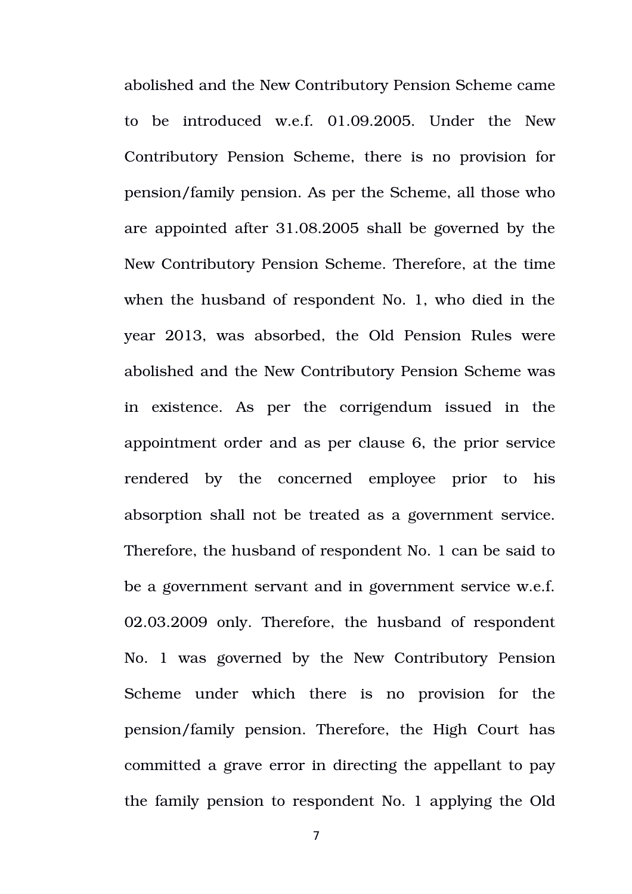abolished and the New Contributory Pension Scheme came to be introduced w.e.f. 01.09.2005. Under the New Contributory Pension Scheme, there is no provision for pension/family pension. As per the Scheme, all those who are appointed after 31.08.2005 shall be governed by the New Contributory Pension Scheme. Therefore, at the time when the husband of respondent No. 1, who died in the year 2013, was absorbed, the Old Pension Rules were abolished and the New Contributory Pension Scheme was in existence. As per the corrigendum issued in the appointment order and as per clause 6, the prior service rendered by the concerned employee prior to his absorption shall not be treated as a government service. Therefore, the husband of respondent No. 1 can be said to be a government servant and in government service w.e.f. 02.03.2009 only. Therefore, the husband of respondent No. 1 was governed by the New Contributory Pension Scheme under which there is no provision for the pension/family pension. Therefore, the High Court has committed a grave error in directing the appellant to pay the family pension to respondent No. 1 applying the Old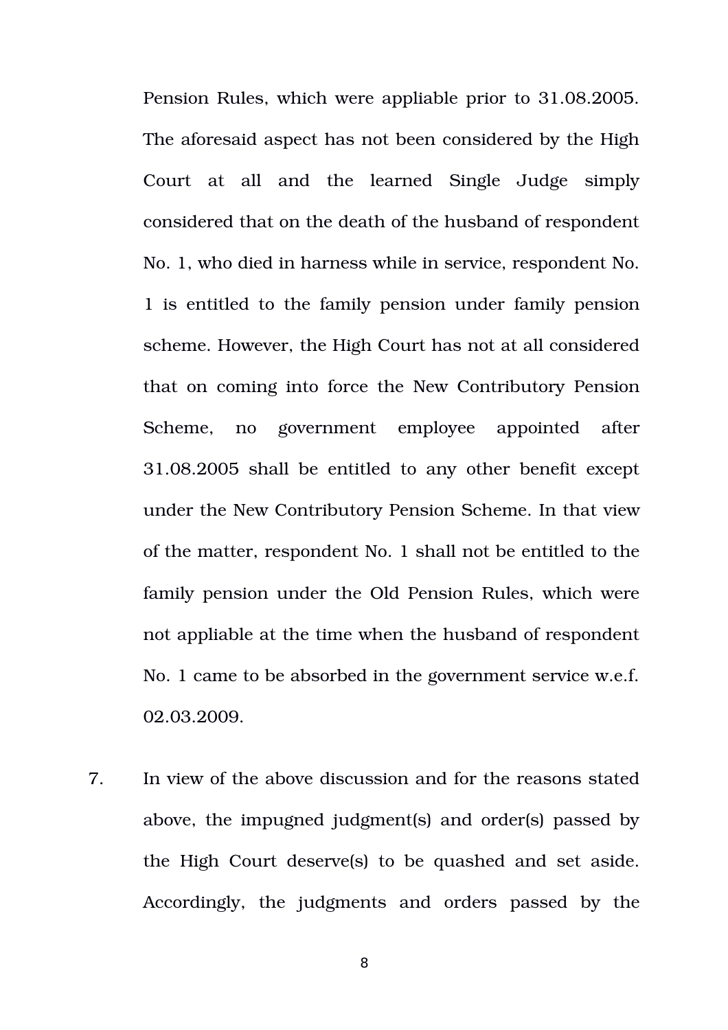Pension Rules, which were appliable prior to 31.08.2005. The aforesaid aspect has not been considered by the High Court at all and the learned Single Judge simply considered that on the death of the husband of respondent No. 1, who died in harness while in service, respondent No. 1 is entitled to the family pension under family pension scheme. However, the High Court has not at all considered that on coming into force the New Contributory Pension Scheme, no government employee appointed after 31.08.2005 shall be entitled to any other benefit except under the New Contributory Pension Scheme. In that view of the matter, respondent No. 1 shall not be entitled to the family pension under the Old Pension Rules, which were not appliable at the time when the husband of respondent No. 1 came to be absorbed in the government service w.e.f. 02.03.2009.

7. In view of the above discussion and for the reasons stated above, the impugned judgment(s) and order(s) passed by the High Court deserve(s) to be quashed and set aside. Accordingly, the judgments and orders passed by the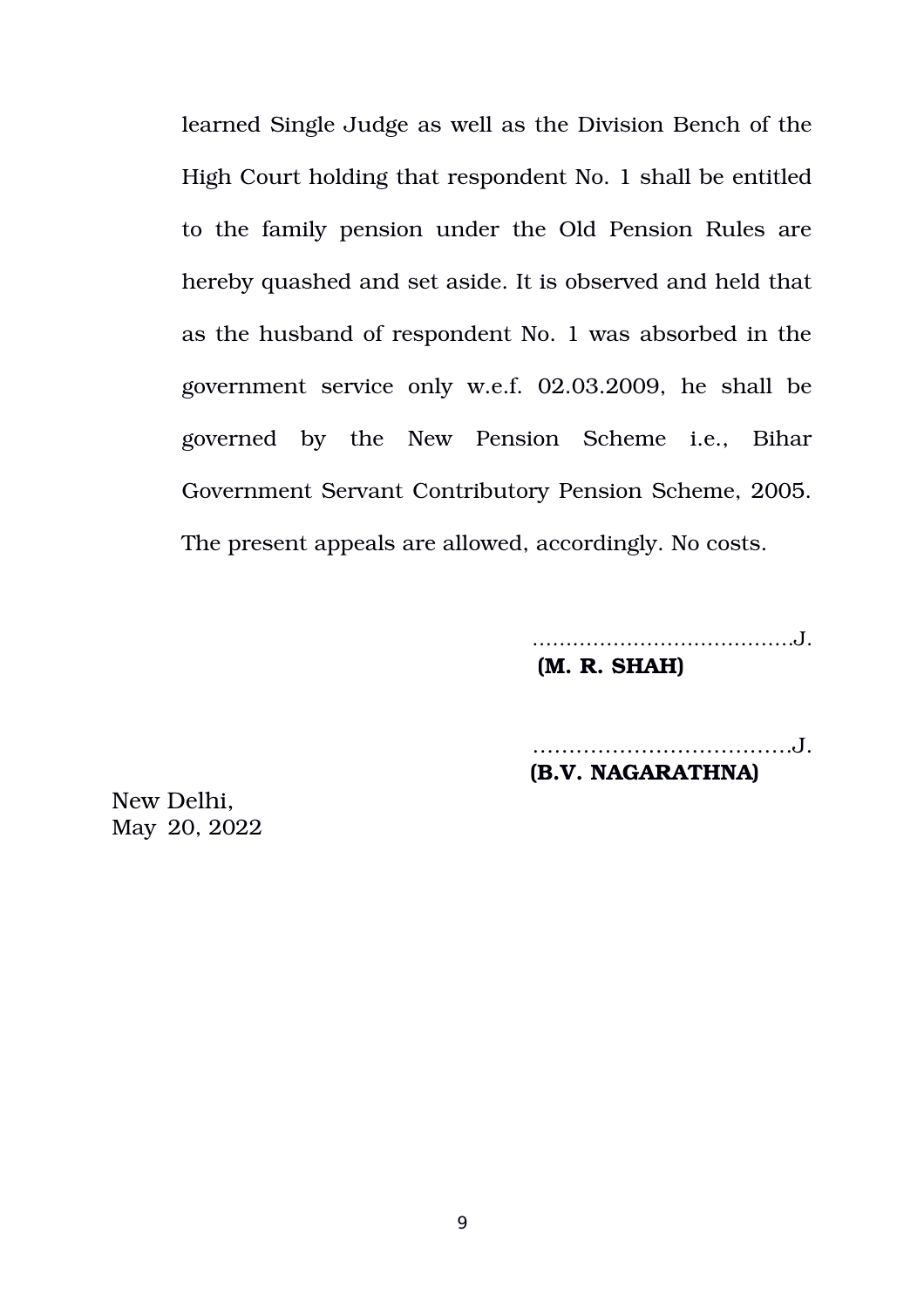learned Single Judge as well as the Division Bench of the High Court holding that respondent No. 1 shall be entitled to the family pension under the Old Pension Rules are hereby quashed and set aside. It is observed and held that as the husband of respondent No. 1 was absorbed in the government service only w.e.f. 02.03.2009, he shall be governed by the New Pension Scheme i.e., Bihar Government Servant Contributory Pension Scheme, 2005. The present appeals are allowed, accordingly. No costs.

………………………………….J.
**(M. R. SHAH)**

……………………………….J.
**(B.V. NAGARATHNA)**

New Delhi,
May 20, 2022